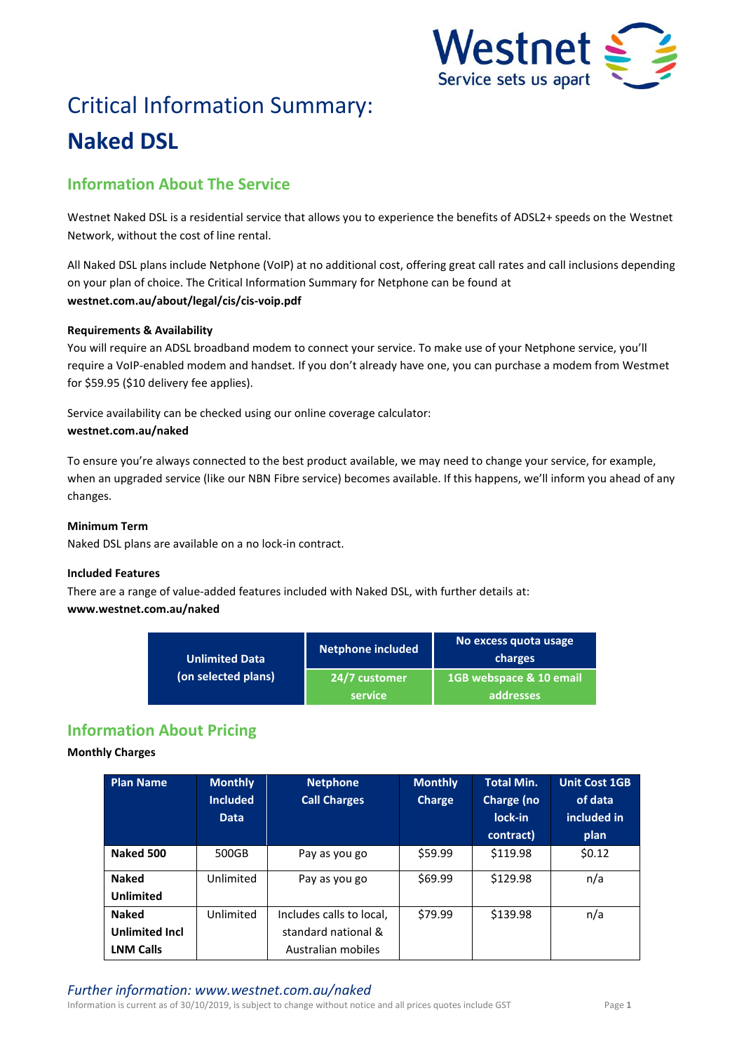# Critical Information Summary:

# Naked DSL

## Information About The Service

Westnet Naked DSL is a residential service that allows you to experience the benefits of ADSL2+ speeds on the Westnet Network, without the cost of line rental.

All Naked DSL plans include Netphone (VoIP) at no additional cost, offering great call rates and call inclusions depending on your plan of choice. The Critical Information Summary for Netphone can be found at **westnet.com.au/about/legal/cis/cis-voip.pdf**

**Requirements & Availability**

You will require an ADSL broadband modem to connect your service. To make use of your Netphone service, you'll require a VoIP-enabled modem and handset. If you don't already have one, you can purchase a modem from Westmet for $59.95 ($10 delivery fee applies).

Service availability can be checked using our online coverage calculator:
**westnet.com.au/naked**

To ensure you're always connected to the best product available, we may need to change your service, for example, when an upgraded service (like our NBN Fibre service) becomes available. If this happens, we'll inform you ahead of any changes.

**Minimum Term**

Naked DSL plans are available on a no lock-in contract.

**Included Features**

There are a range of value-added features included with Naked DSL, with further details at:
**www.westnet.com.au/naked**

| Unlimited Data (on selected plans) | Netphone included | No excess quota usage charges |
|---|---|---|
| | 24/7 customer service | 1GB webspace & 10 email addresses |

## Information About Pricing

**Monthly Charges**

| Plan Name | Monthly Included Data | Netphone Call Charges | Monthly Charge | Total Min. Charge (no lock-in contract) | Unit Cost 1GB of data included in plan |
|---|---|---|---|---|---|
| **Naked 500** | 500GB | Pay as you go | $59.99 | $119.98 | $0.12 |
| **Naked Unlimited** | Unlimited | Pay as you go | $69.99 | $129.98 | n/a |
| **Naked Unlimited Incl LNM Calls** | Unlimited | Includes calls to local, standard national & Australian mobiles | $79.99 | $139.98 | n/a |

*Further information: www.westnet.com.au/naked*

Information is current as of 30/10/2019, is subject to change without notice and all prices quotes include GST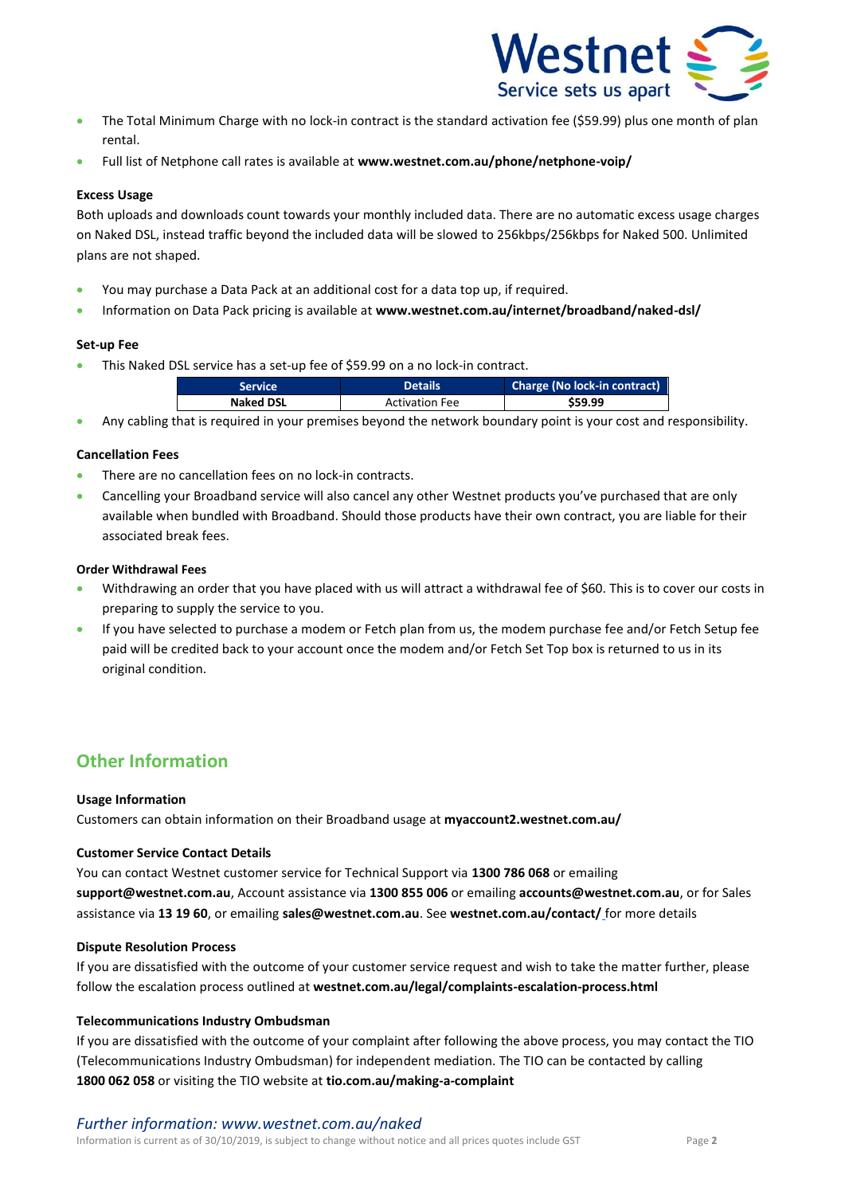- The Total Minimum Charge with no lock-in contract is the standard activation fee ($59.99) plus one month of plan rental.
- Full list of Netphone call rates is available at **www.westnet.com.au/phone/netphone-voip/**

#### Excess Usage

Both uploads and downloads count towards your monthly included data. There are no automatic excess usage charges on Naked DSL, instead traffic beyond the included data will be slowed to 256kbps/256kbps for Naked 500. Unlimited plans are not shaped.

- You may purchase a Data Pack at an additional cost for a data top up, if required.
- Information on Data Pack pricing is available at **www.westnet.com.au/internet/broadband/naked-dsl/**

#### Set-up Fee

- This Naked DSL service has a set-up fee of $59.99 on a no lock-in contract.

| Service | Details | Charge (No lock-in contract) |
|---|---|---|
| **Naked DSL** | Activation Fee | **$59.99** |

- Any cabling that is required in your premises beyond the network boundary point is your cost and responsibility.

#### Cancellation Fees

- There are no cancellation fees on no lock-in contracts.
- Cancelling your Broadband service will also cancel any other Westnet products you've purchased that are only available when bundled with Broadband. Should those products have their own contract, you are liable for their associated break fees.

#### Order Withdrawal Fees

- Withdrawing an order that you have placed with us will attract a withdrawal fee of $60. This is to cover our costs in preparing to supply the service to you.
- If you have selected to purchase a modem or Fetch plan from us, the modem purchase fee and/or Fetch Setup fee paid will be credited back to your account once the modem and/or Fetch Set Top box is returned to us in its original condition.

## Other Information

#### Usage Information

Customers can obtain information on their Broadband usage at **myaccount2.westnet.com.au/**

#### Customer Service Contact Details

You can contact Westnet customer service for Technical Support via **1300 786 068** or emailing **support@westnet.com.au**, Account assistance via **1300 855 006** or emailing **accounts@westnet.com.au**, or for Sales assistance via **13 19 60**, or emailing **sales@westnet.com.au**. See **westnet.com.au/contact/** for more details

#### Dispute Resolution Process

If you are dissatisfied with the outcome of your customer service request and wish to take the matter further, please follow the escalation process outlined at **westnet.com.au/legal/complaints-escalation-process.html**

#### Telecommunications Industry Ombudsman

If you are dissatisfied with the outcome of your complaint after following the above process, you may contact the TIO (Telecommunications Industry Ombudsman) for independent mediation. The TIO can be contacted by calling **1800 062 058** or visiting the TIO website at **tio.com.au/making-a-complaint**

*Further information: www.westnet.com.au/naked*

Information is current as of 30/10/2019, is subject to change without notice and all prices quotes include GST